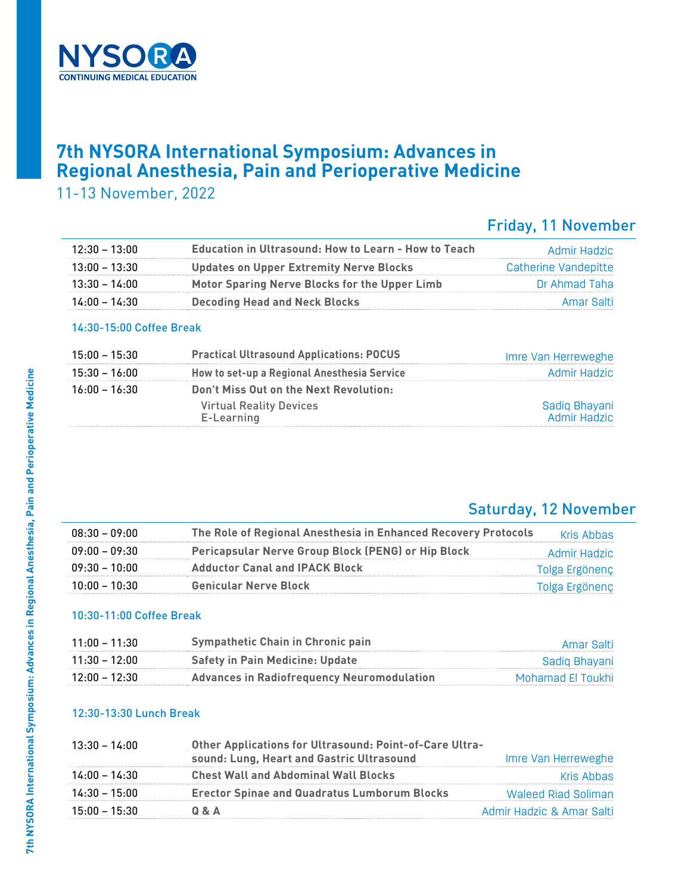NYSORA
CONTINUING MEDICAL EDUCATION

# 7th NYSORA International Symposium: Advances in Regional Anesthesia, Pain and Perioperative Medicine

11-13 November, 2022

## Friday, 11 November

| Time | Session | Speaker |
|---|---|---|
| 12:30 – 13:00 | **Education in Ultrasound: How to Learn - How to Teach** | Admir Hadzic |
| 13:00 – 13:30 | **Updates on Upper Extremity Nerve Blocks** | Catherine Vandepitte |
| 13:30 – 14:00 | **Motor Sparing Nerve Blocks for the Upper Limb** | Dr Ahmad Taha |
| 14:00 – 14:30 | **Decoding Head and Neck Blocks** | Amar Salti |

14:30-15:00 Coffee Break

| Time | Session | Speaker |
|---|---|---|
| 15:00 – 15:30 | **Practical Ultrasound Applications: POCUS** | Imre Van Herreweghe |
| 15:30 – 16:00 | **How to set-up a Regional Anesthesia Service** | Admir Hadzic |
| 16:00 – 16:30 | **Don't Miss Out on the Next Revolution:** Virtual Reality Devices; E-Learning | Sadiq Bhayani; Admir Hadzic |

## Saturday, 12 November

| Time | Session | Speaker |
|---|---|---|
| 08:30 – 09:00 | **The Role of Regional Anesthesia in Enhanced Recovery Protocols** | Kris Abbas |
| 09:00 – 09:30 | **Pericapsular Nerve Group Block (PENG) or Hip Block** | Admir Hadzic |
| 09:30 – 10:00 | **Adductor Canal and IPACK Block** | Tolga Ergönenç |
| 10:00 – 10:30 | **Genicular Nerve Block** | Tolga Ergönenç |

10:30-11:00 Coffee Break

| Time | Session | Speaker |
|---|---|---|
| 11:00 – 11:30 | **Sympathetic Chain in Chronic pain** | Amar Salti |
| 11:30 – 12:00 | **Safety in Pain Medicine: Update** | Sadiq Bhayani |
| 12:00 – 12:30 | **Advances in Radiofrequency Neuromodulation** | Mohamad El Toukhi |

12:30-13:30 Lunch Break

| Time | Session | Speaker |
|---|---|---|
| 13:30 – 14:00 | **Other Applications for Ultrasound: Point-of-Care Ultrasound: Lung, Heart and Gastric Ultrasound** | Imre Van Herreweghe |
| 14:00 – 14:30 | **Chest Wall and Abdominal Wall Blocks** | Kris Abbas |
| 14:30 – 15:00 | **Erector Spinae and Quadratus Lumborum Blocks** | Waleed Riad Soliman |
| 15:00 – 15:30 | **Q & A** | Admir Hadzic & Amar Salti |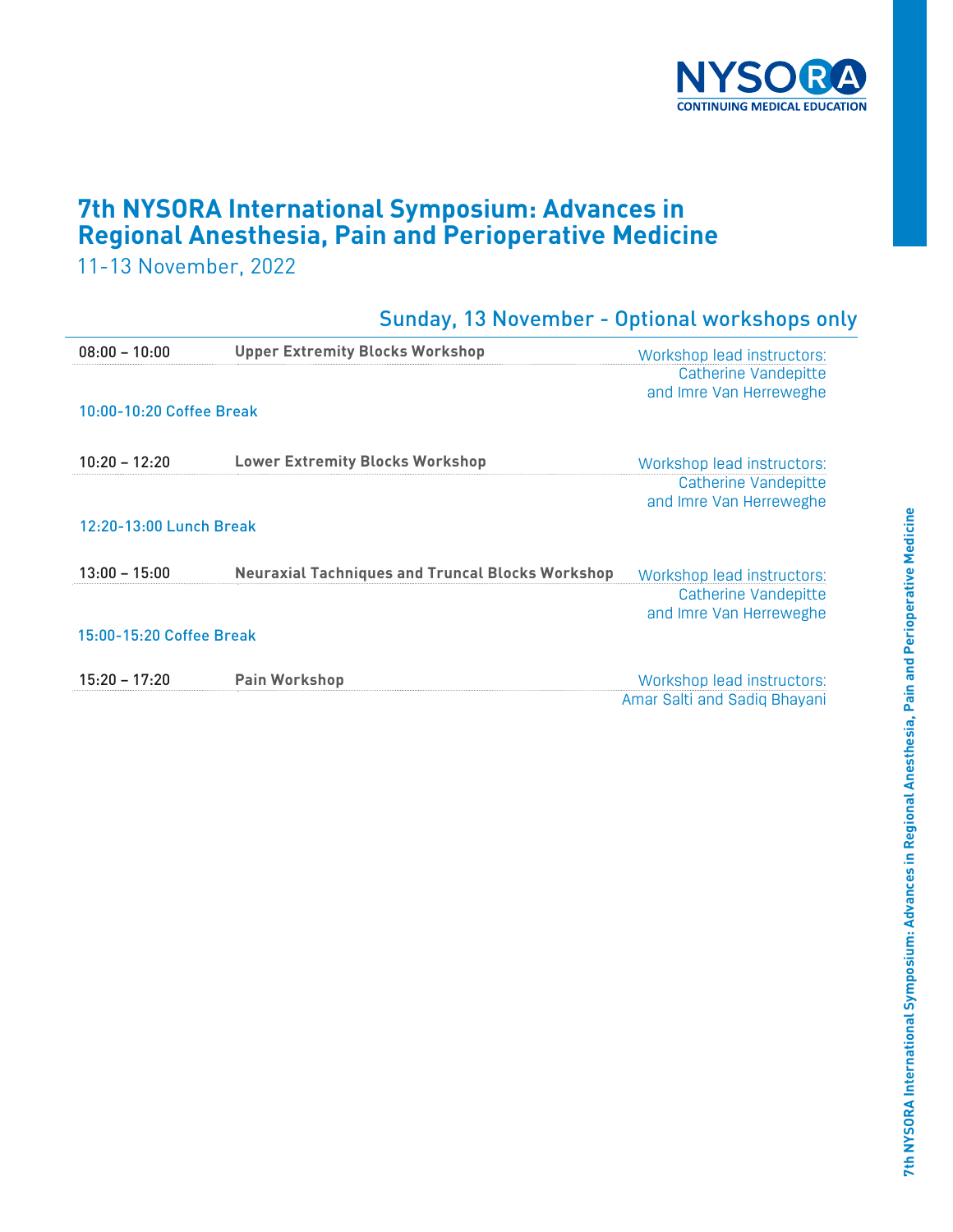# 7th NYSORA International Symposium: Advances in Regional Anesthesia, Pain and Perioperative Medicine

11-13 November, 2022

## Sunday, 13 November - Optional workshops only

| | | |
|---|---|---|
| 08:00 – 10:00 | **Upper Extremity Blocks Workshop** | Workshop lead instructors: Catherine Vandepitte and Imre Van Herreweghe |
| 10:00-10:20 Coffee Break | | |
| 10:20 – 12:20 | **Lower Extremity Blocks Workshop** | Workshop lead instructors: Catherine Vandepitte and Imre Van Herreweghe |
| 12:20-13:00 Lunch Break | | |
| 13:00 – 15:00 | **Neuraxial Techniques and Truncal Blocks Workshop** | Workshop lead instructors: Catherine Vandepitte and Imre Van Herreweghe |
| 15:00-15:20 Coffee Break | | |
| 15:20 – 17:20 | **Pain Workshop** | Workshop lead instructors: Amar Salti and Sadiq Bhayani |